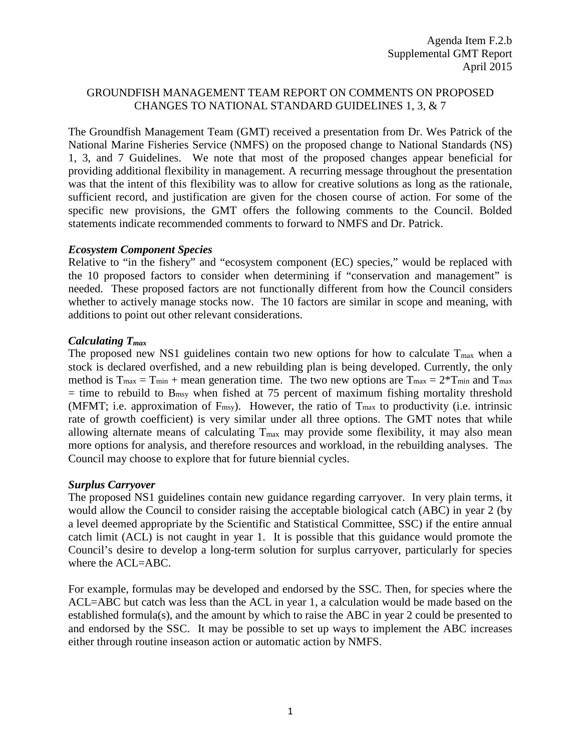Agenda Item F.2.b
Supplemental GMT Report
April 2015

# GROUNDFISH MANAGEMENT TEAM REPORT ON COMMENTS ON PROPOSED CHANGES TO NATIONAL STANDARD GUIDELINES 1, 3, & 7

The Groundfish Management Team (GMT) received a presentation from Dr. Wes Patrick of the National Marine Fisheries Service (NMFS) on the proposed change to National Standards (NS) 1, 3, and 7 Guidelines. We note that most of the proposed changes appear beneficial for providing additional flexibility in management. A recurring message throughout the presentation was that the intent of this flexibility was to allow for creative solutions as long as the rationale, sufficient record, and justification are given for the chosen course of action. For some of the specific new provisions, the GMT offers the following comments to the Council. Bolded statements indicate recommended comments to forward to NMFS and Dr. Patrick.

### *Ecosystem Component Species*

Relative to "in the fishery" and "ecosystem component (EC) species," would be replaced with the 10 proposed factors to consider when determining if "conservation and management" is needed. These proposed factors are not functionally different from how the Council considers whether to actively manage stocks now. The 10 factors are similar in scope and meaning, with additions to point out other relevant considerations.

### *Calculating $T_{max}$*

The proposed new NS1 guidelines contain two new options for how to calculate $T_{max}$ when a stock is declared overfished, and a new rebuilding plan is being developed. Currently, the only method is $T_{max} = T_{min}$ + mean generation time. The two new options are $T_{max} = 2*T_{min}$ and $T_{max}$ = time to rebuild to $B_{msy}$ when fished at 75 percent of maximum fishing mortality threshold (MFMT; i.e. approximation of $F_{msy}$). However, the ratio of $T_{max}$ to productivity (i.e. intrinsic rate of growth coefficient) is very similar under all three options. The GMT notes that while allowing alternate means of calculating $T_{max}$ may provide some flexibility, it may also mean more options for analysis, and therefore resources and workload, in the rebuilding analyses. The Council may choose to explore that for future biennial cycles.

### *Surplus Carryover*

The proposed NS1 guidelines contain new guidance regarding carryover. In very plain terms, it would allow the Council to consider raising the acceptable biological catch (ABC) in year 2 (by a level deemed appropriate by the Scientific and Statistical Committee, SSC) if the entire annual catch limit (ACL) is not caught in year 1. It is possible that this guidance would promote the Council's desire to develop a long-term solution for surplus carryover, particularly for species where the ACL=ABC.

For example, formulas may be developed and endorsed by the SSC. Then, for species where the ACL=ABC but catch was less than the ACL in year 1, a calculation would be made based on the established formula(s), and the amount by which to raise the ABC in year 2 could be presented to and endorsed by the SSC. It may be possible to set up ways to implement the ABC increases either through routine inseason action or automatic action by NMFS.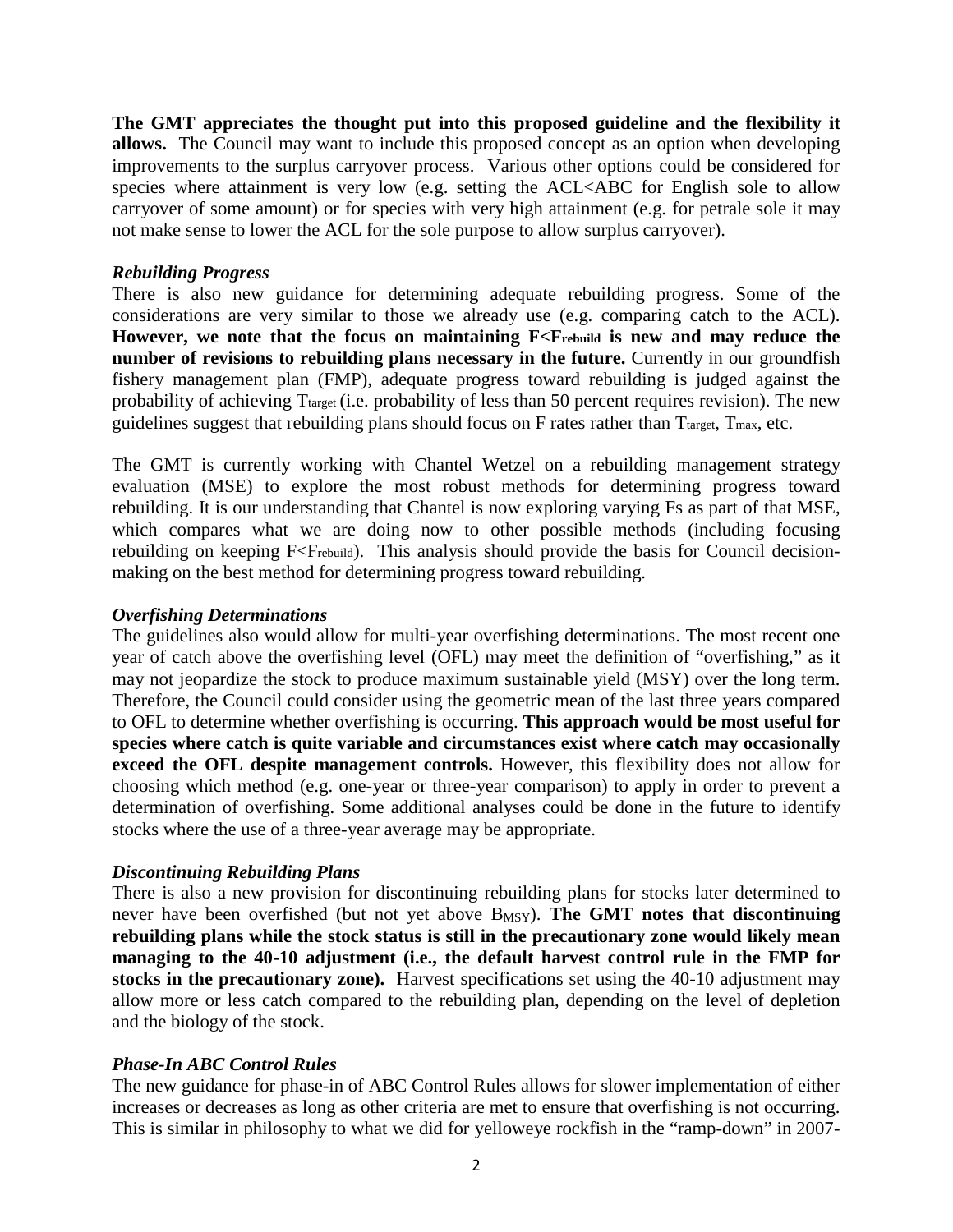**The GMT appreciates the thought put into this proposed guideline and the flexibility it allows.** The Council may want to include this proposed concept as an option when developing improvements to the surplus carryover process. Various other options could be considered for species where attainment is very low (e.g. setting the ACL<ABC for English sole to allow carryover of some amount) or for species with very high attainment (e.g. for petrale sole it may not make sense to lower the ACL for the sole purpose to allow surplus carryover).

***Rebuilding Progress***

There is also new guidance for determining adequate rebuilding progress. Some of the considerations are very similar to those we already use (e.g. comparing catch to the ACL). **However, we note that the focus on maintaining $F<F_{rebuild}$ is new and may reduce the number of revisions to rebuilding plans necessary in the future.** Currently in our groundfish fishery management plan (FMP), adequate progress toward rebuilding is judged against the probability of achieving $T_{target}$ (i.e. probability of less than 50 percent requires revision). The new guidelines suggest that rebuilding plans should focus on F rates rather than $T_{target}$, $T_{max}$, etc.

The GMT is currently working with Chantel Wetzel on a rebuilding management strategy evaluation (MSE) to explore the most robust methods for determining progress toward rebuilding. It is our understanding that Chantel is now exploring varying Fs as part of that MSE, which compares what we are doing now to other possible methods (including focusing rebuilding on keeping $F<F_{rebuild}$). This analysis should provide the basis for Council decision-making on the best method for determining progress toward rebuilding.

***Overfishing Determinations***

The guidelines also would allow for multi-year overfishing determinations. The most recent one year of catch above the overfishing level (OFL) may meet the definition of "overfishing," as it may not jeopardize the stock to produce maximum sustainable yield (MSY) over the long term. Therefore, the Council could consider using the geometric mean of the last three years compared to OFL to determine whether overfishing is occurring. **This approach would be most useful for species where catch is quite variable and circumstances exist where catch may occasionally exceed the OFL despite management controls.** However, this flexibility does not allow for choosing which method (e.g. one-year or three-year comparison) to apply in order to prevent a determination of overfishing. Some additional analyses could be done in the future to identify stocks where the use of a three-year average may be appropriate.

***Discontinuing Rebuilding Plans***

There is also a new provision for discontinuing rebuilding plans for stocks later determined to never have been overfished (but not yet above $B_{MSY}$). **The GMT notes that discontinuing rebuilding plans while the stock status is still in the precautionary zone would likely mean managing to the 40-10 adjustment (i.e., the default harvest control rule in the FMP for stocks in the precautionary zone).** Harvest specifications set using the 40-10 adjustment may allow more or less catch compared to the rebuilding plan, depending on the level of depletion and the biology of the stock.

***Phase-In ABC Control Rules***

The new guidance for phase-in of ABC Control Rules allows for slower implementation of either increases or decreases as long as other criteria are met to ensure that overfishing is not occurring. This is similar in philosophy to what we did for yelloweye rockfish in the "ramp-down" in 2007-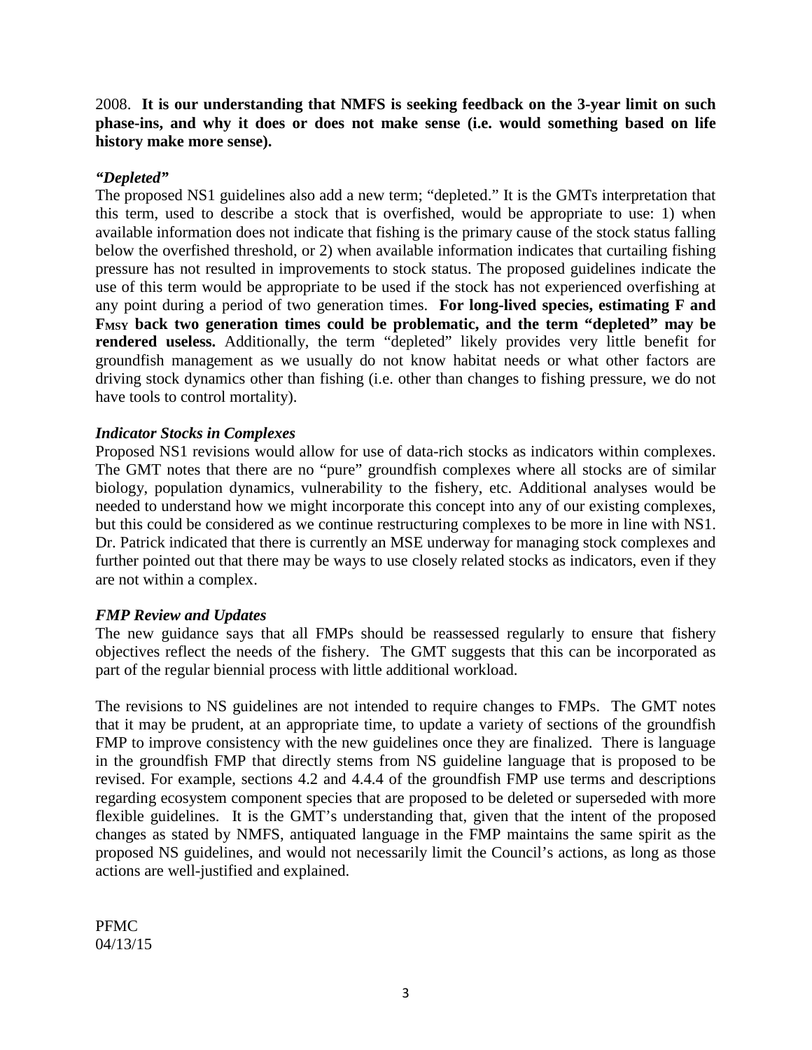2008. **It is our understanding that NMFS is seeking feedback on the 3-year limit on such phase-ins, and why it does or does not make sense (i.e. would something based on life history make more sense).**

***"Depleted"***

The proposed NS1 guidelines also add a new term; "depleted." It is the GMTs interpretation that this term, used to describe a stock that is overfished, would be appropriate to use: 1) when available information does not indicate that fishing is the primary cause of the stock status falling below the overfished threshold, or 2) when available information indicates that curtailing fishing pressure has not resulted in improvements to stock status. The proposed guidelines indicate the use of this term would be appropriate to be used if the stock has not experienced overfishing at any point during a period of two generation times. **For long-lived species, estimating F and $F_{MSY}$ back two generation times could be problematic, and the term "depleted" may be rendered useless.** Additionally, the term "depleted" likely provides very little benefit for groundfish management as we usually do not know habitat needs or what other factors are driving stock dynamics other than fishing (i.e. other than changes to fishing pressure, we do not have tools to control mortality).

***Indicator Stocks in Complexes***

Proposed NS1 revisions would allow for use of data-rich stocks as indicators within complexes. The GMT notes that there are no "pure" groundfish complexes where all stocks are of similar biology, population dynamics, vulnerability to the fishery, etc. Additional analyses would be needed to understand how we might incorporate this concept into any of our existing complexes, but this could be considered as we continue restructuring complexes to be more in line with NS1. Dr. Patrick indicated that there is currently an MSE underway for managing stock complexes and further pointed out that there may be ways to use closely related stocks as indicators, even if they are not within a complex.

***FMP Review and Updates***

The new guidance says that all FMPs should be reassessed regularly to ensure that fishery objectives reflect the needs of the fishery. The GMT suggests that this can be incorporated as part of the regular biennial process with little additional workload.

The revisions to NS guidelines are not intended to require changes to FMPs. The GMT notes that it may be prudent, at an appropriate time, to update a variety of sections of the groundfish FMP to improve consistency with the new guidelines once they are finalized. There is language in the groundfish FMP that directly stems from NS guideline language that is proposed to be revised. For example, sections 4.2 and 4.4.4 of the groundfish FMP use terms and descriptions regarding ecosystem component species that are proposed to be deleted or superseded with more flexible guidelines. It is the GMT's understanding that, given that the intent of the proposed changes as stated by NMFS, antiquated language in the FMP maintains the same spirit as the proposed NS guidelines, and would not necessarily limit the Council's actions, as long as those actions are well-justified and explained.

PFMC
04/13/15